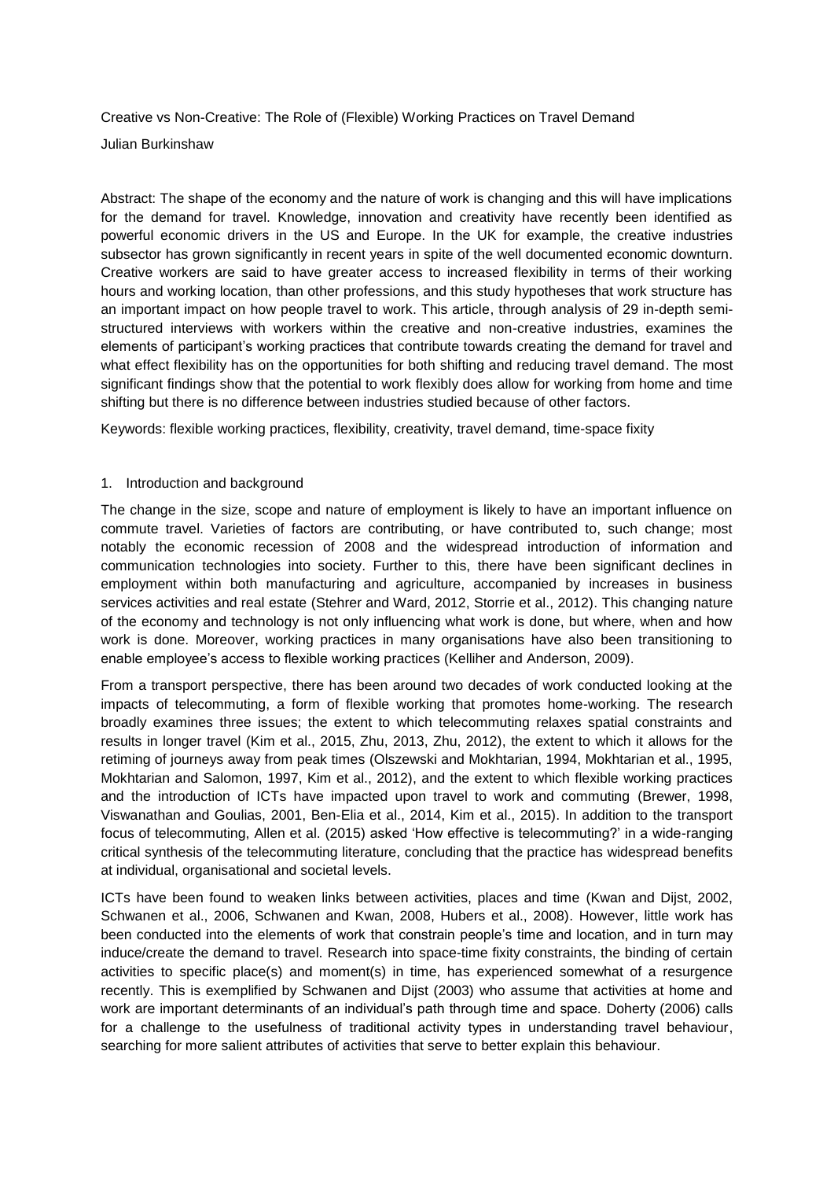# Creative vs Non-Creative: The Role of (Flexible) Working Practices on Travel Demand

Julian Burkinshaw

Abstract: The shape of the economy and the nature of work is changing and this will have implications for the demand for travel. Knowledge, innovation and creativity have recently been identified as powerful economic drivers in the US and Europe. In the UK for example, the creative industries subsector has grown significantly in recent years in spite of the well documented economic downturn. Creative workers are said to have greater access to increased flexibility in terms of their working hours and working location, than other professions, and this study hypotheses that work structure has an important impact on how people travel to work. This article, through analysis of 29 in-depth semi-structured interviews with workers within the creative and non-creative industries, examines the elements of participant's working practices that contribute towards creating the demand for travel and what effect flexibility has on the opportunities for both shifting and reducing travel demand. The most significant findings show that the potential to work flexibly does allow for working from home and time shifting but there is no difference between industries studied because of other factors.

Keywords: flexible working practices, flexibility, creativity, travel demand, time-space fixity

## 1. Introduction and background

The change in the size, scope and nature of employment is likely to have an important influence on commute travel. Varieties of factors are contributing, or have contributed to, such change; most notably the economic recession of 2008 and the widespread introduction of information and communication technologies into society. Further to this, there have been significant declines in employment within both manufacturing and agriculture, accompanied by increases in business services activities and real estate (Stehrer and Ward, 2012, Storrie et al., 2012). This changing nature of the economy and technology is not only influencing what work is done, but where, when and how work is done. Moreover, working practices in many organisations have also been transitioning to enable employee's access to flexible working practices (Kelliher and Anderson, 2009).

From a transport perspective, there has been around two decades of work conducted looking at the impacts of telecommuting, a form of flexible working that promotes home-working. The research broadly examines three issues; the extent to which telecommuting relaxes spatial constraints and results in longer travel (Kim et al., 2015, Zhu, 2013, Zhu, 2012), the extent to which it allows for the retiming of journeys away from peak times (Olszewski and Mokhtarian, 1994, Mokhtarian et al., 1995, Mokhtarian and Salomon, 1997, Kim et al., 2012), and the extent to which flexible working practices and the introduction of ICTs have impacted upon travel to work and commuting (Brewer, 1998, Viswanathan and Goulias, 2001, Ben-Elia et al., 2014, Kim et al., 2015). In addition to the transport focus of telecommuting, Allen et al. (2015) asked 'How effective is telecommuting?' in a wide-ranging critical synthesis of the telecommuting literature, concluding that the practice has widespread benefits at individual, organisational and societal levels.

ICTs have been found to weaken links between activities, places and time (Kwan and Dijst, 2002, Schwanen et al., 2006, Schwanen and Kwan, 2008, Hubers et al., 2008). However, little work has been conducted into the elements of work that constrain people's time and location, and in turn may induce/create the demand to travel. Research into space-time fixity constraints, the binding of certain activities to specific place(s) and moment(s) in time, has experienced somewhat of a resurgence recently. This is exemplified by Schwanen and Dijst (2003) who assume that activities at home and work are important determinants of an individual's path through time and space. Doherty (2006) calls for a challenge to the usefulness of traditional activity types in understanding travel behaviour, searching for more salient attributes of activities that serve to better explain this behaviour.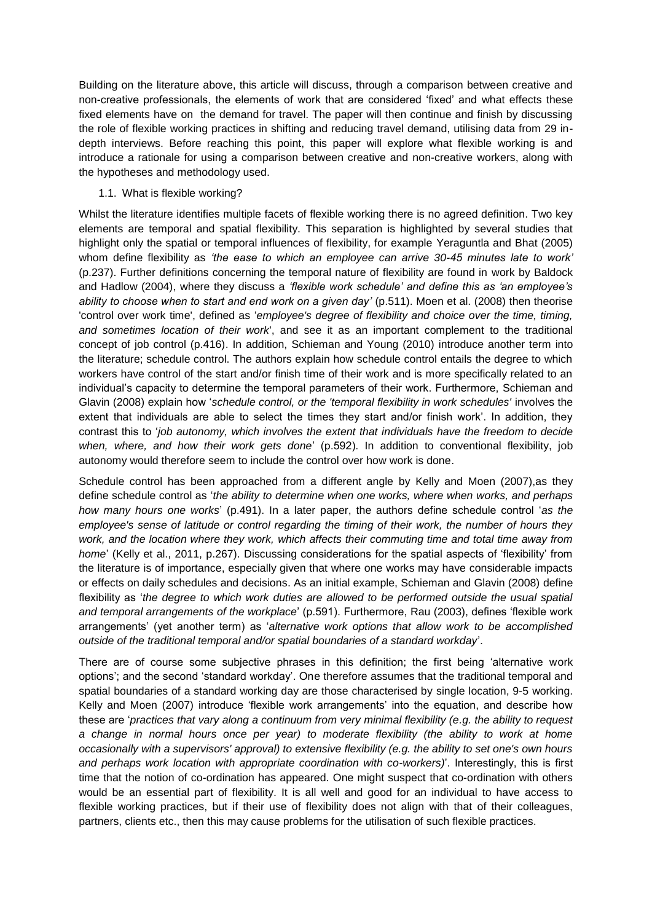Building on the literature above, this article will discuss, through a comparison between creative and non-creative professionals, the elements of work that are considered 'fixed' and what effects these fixed elements have on the demand for travel. The paper will then continue and finish by discussing the role of flexible working practices in shifting and reducing travel demand, utilising data from 29 in-depth interviews. Before reaching this point, this paper will explore what flexible working is and introduce a rationale for using a comparison between creative and non-creative workers, along with the hypotheses and methodology used.

### 1.1. What is flexible working?

Whilst the literature identifies multiple facets of flexible working there is no agreed definition. Two key elements are temporal and spatial flexibility. This separation is highlighted by several studies that highlight only the spatial or temporal influences of flexibility, for example Yeraguntla and Bhat (2005) whom define flexibility as *'the ease to which an employee can arrive 30-45 minutes late to work'* (p.237). Further definitions concerning the temporal nature of flexibility are found in work by Baldock and Hadlow (2004), where they discuss a *'flexible work schedule' and define this as 'an employee's ability to choose when to start and end work on a given day'* (p.511). Moen et al. (2008) then theorise 'control over work time', defined as '*employee's degree of flexibility and choice over the time, timing, and sometimes location of their work*', and see it as an important complement to the traditional concept of job control (p.416). In addition, Schieman and Young (2010) introduce another term into the literature; schedule control. The authors explain how schedule control entails the degree to which workers have control of the start and/or finish time of their work and is more specifically related to an individual's capacity to determine the temporal parameters of their work. Furthermore, Schieman and Glavin (2008) explain how '*schedule control, or the 'temporal flexibility in work schedules'* involves the extent that individuals are able to select the times they start and/or finish work'. In addition, they contrast this to '*job autonomy, which involves the extent that individuals have the freedom to decide when, where, and how their work gets done*' (p.592). In addition to conventional flexibility, job autonomy would therefore seem to include the control over how work is done.

Schedule control has been approached from a different angle by Kelly and Moen (2007),as they define schedule control as '*the ability to determine when one works, where when works, and perhaps how many hours one works*' (p.491). In a later paper, the authors define schedule control '*as the employee's sense of latitude or control regarding the timing of their work, the number of hours they work, and the location where they work, which affects their commuting time and total time away from home*' (Kelly et al., 2011, p.267). Discussing considerations for the spatial aspects of 'flexibility' from the literature is of importance, especially given that where one works may have considerable impacts or effects on daily schedules and decisions. As an initial example, Schieman and Glavin (2008) define flexibility as '*the degree to which work duties are allowed to be performed outside the usual spatial and temporal arrangements of the workplace*' (p.591). Furthermore, Rau (2003), defines 'flexible work arrangements' (yet another term) as '*alternative work options that allow work to be accomplished outside of the traditional temporal and/or spatial boundaries of a standard workday*'.

There are of course some subjective phrases in this definition; the first being 'alternative work options'; and the second 'standard workday'. One therefore assumes that the traditional temporal and spatial boundaries of a standard working day are those characterised by single location, 9-5 working. Kelly and Moen (2007) introduce 'flexible work arrangements' into the equation, and describe how these are '*practices that vary along a continuum from very minimal flexibility (e.g. the ability to request a change in normal hours once per year) to moderate flexibility (the ability to work at home occasionally with a supervisors' approval) to extensive flexibility (e.g. the ability to set one's own hours and perhaps work location with appropriate coordination with co-workers)*'. Interestingly, this is first time that the notion of co-ordination has appeared. One might suspect that co-ordination with others would be an essential part of flexibility. It is all well and good for an individual to have access to flexible working practices, but if their use of flexibility does not align with that of their colleagues, partners, clients etc., then this may cause problems for the utilisation of such flexible practices.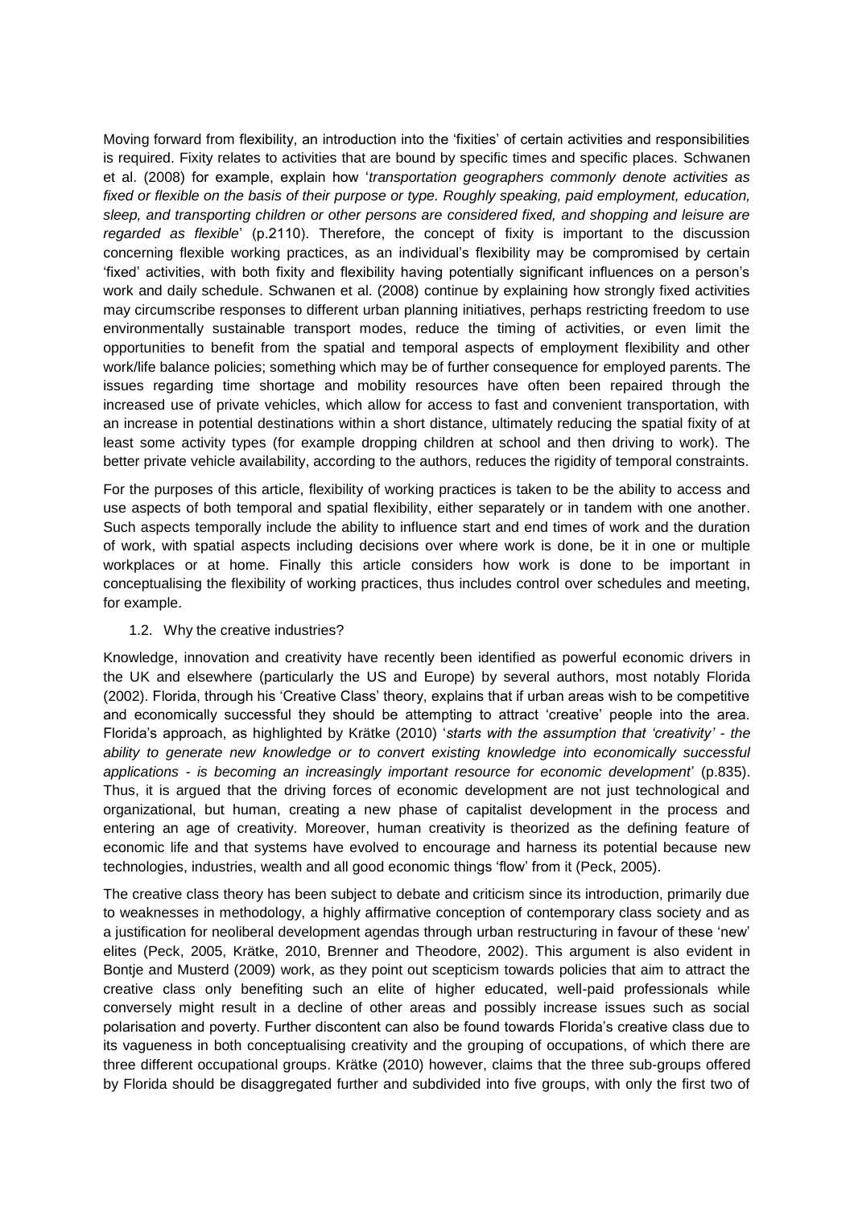Moving forward from flexibility, an introduction into the 'fixities' of certain activities and responsibilities is required. Fixity relates to activities that are bound by specific times and specific places. Schwanen et al. (2008) for example, explain how '*transportation geographers commonly denote activities as fixed or flexible on the basis of their purpose or type. Roughly speaking, paid employment, education, sleep, and transporting children or other persons are considered fixed, and shopping and leisure are regarded as flexible*' (p.2110). Therefore, the concept of fixity is important to the discussion concerning flexible working practices, as an individual's flexibility may be compromised by certain 'fixed' activities, with both fixity and flexibility having potentially significant influences on a person's work and daily schedule. Schwanen et al. (2008) continue by explaining how strongly fixed activities may circumscribe responses to different urban planning initiatives, perhaps restricting freedom to use environmentally sustainable transport modes, reduce the timing of activities, or even limit the opportunities to benefit from the spatial and temporal aspects of employment flexibility and other work/life balance policies; something which may be of further consequence for employed parents. The issues regarding time shortage and mobility resources have often been repaired through the increased use of private vehicles, which allow for access to fast and convenient transportation, with an increase in potential destinations within a short distance, ultimately reducing the spatial fixity of at least some activity types (for example dropping children at school and then driving to work). The better private vehicle availability, according to the authors, reduces the rigidity of temporal constraints.

For the purposes of this article, flexibility of working practices is taken to be the ability to access and use aspects of both temporal and spatial flexibility, either separately or in tandem with one another. Such aspects temporally include the ability to influence start and end times of work and the duration of work, with spatial aspects including decisions over where work is done, be it in one or multiple workplaces or at home. Finally this article considers how work is done to be important in conceptualising the flexibility of working practices, thus includes control over schedules and meeting, for example.

### 1.2. Why the creative industries?

Knowledge, innovation and creativity have recently been identified as powerful economic drivers in the UK and elsewhere (particularly the US and Europe) by several authors, most notably Florida (2002). Florida, through his 'Creative Class' theory, explains that if urban areas wish to be competitive and economically successful they should be attempting to attract 'creative' people into the area. Florida's approach, as highlighted by Krätke (2010) '*starts with the assumption that 'creativity' - the ability to generate new knowledge or to convert existing knowledge into economically successful applications - is becoming an increasingly important resource for economic development*' (p.835). Thus, it is argued that the driving forces of economic development are not just technological and organizational, but human, creating a new phase of capitalist development in the process and entering an age of creativity. Moreover, human creativity is theorized as the defining feature of economic life and that systems have evolved to encourage and harness its potential because new technologies, industries, wealth and all good economic things 'flow' from it (Peck, 2005).

The creative class theory has been subject to debate and criticism since its introduction, primarily due to weaknesses in methodology, a highly affirmative conception of contemporary class society and as a justification for neoliberal development agendas through urban restructuring in favour of these 'new' elites (Peck, 2005, Krätke, 2010, Brenner and Theodore, 2002). This argument is also evident in Bontje and Musterd (2009) work, as they point out scepticism towards policies that aim to attract the creative class only benefiting such an elite of higher educated, well-paid professionals while conversely might result in a decline of other areas and possibly increase issues such as social polarisation and poverty. Further discontent can also be found towards Florida's creative class due to its vagueness in both conceptualising creativity and the grouping of occupations, of which there are three different occupational groups. Krätke (2010) however, claims that the three sub-groups offered by Florida should be disaggregated further and subdivided into five groups, with only the first two of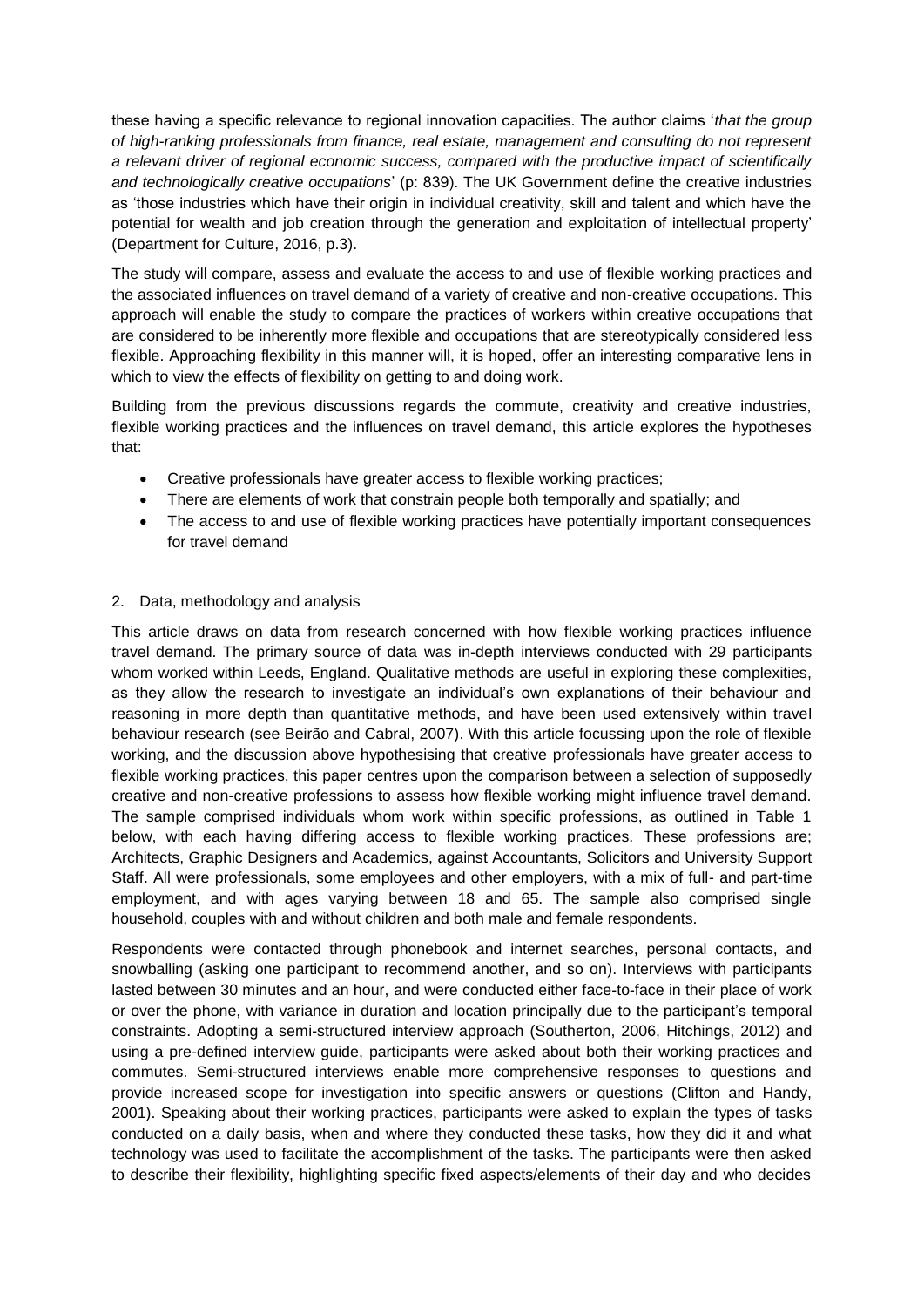these having a specific relevance to regional innovation capacities. The author claims '*that the group of high-ranking professionals from finance, real estate, management and consulting do not represent a relevant driver of regional economic success, compared with the productive impact of scientifically and technologically creative occupations*' (p: 839). The UK Government define the creative industries as 'those industries which have their origin in individual creativity, skill and talent and which have the potential for wealth and job creation through the generation and exploitation of intellectual property' (Department for Culture, 2016, p.3).

The study will compare, assess and evaluate the access to and use of flexible working practices and the associated influences on travel demand of a variety of creative and non-creative occupations. This approach will enable the study to compare the practices of workers within creative occupations that are considered to be inherently more flexible and occupations that are stereotypically considered less flexible. Approaching flexibility in this manner will, it is hoped, offer an interesting comparative lens in which to view the effects of flexibility on getting to and doing work.

Building from the previous discussions regards the commute, creativity and creative industries, flexible working practices and the influences on travel demand, this article explores the hypotheses that:

- Creative professionals have greater access to flexible working practices;
- There are elements of work that constrain people both temporally and spatially; and
- The access to and use of flexible working practices have potentially important consequences for travel demand

## 2. Data, methodology and analysis

This article draws on data from research concerned with how flexible working practices influence travel demand. The primary source of data was in-depth interviews conducted with 29 participants whom worked within Leeds, England. Qualitative methods are useful in exploring these complexities, as they allow the research to investigate an individual's own explanations of their behaviour and reasoning in more depth than quantitative methods, and have been used extensively within travel behaviour research (see Beirão and Cabral, 2007). With this article focussing upon the role of flexible working, and the discussion above hypothesising that creative professionals have greater access to flexible working practices, this paper centres upon the comparison between a selection of supposedly creative and non-creative professions to assess how flexible working might influence travel demand. The sample comprised individuals whom work within specific professions, as outlined in Table 1 below, with each having differing access to flexible working practices. These professions are; Architects, Graphic Designers and Academics, against Accountants, Solicitors and University Support Staff. All were professionals, some employees and other employers, with a mix of full- and part-time employment, and with ages varying between 18 and 65. The sample also comprised single household, couples with and without children and both male and female respondents.

Respondents were contacted through phonebook and internet searches, personal contacts, and snowballing (asking one participant to recommend another, and so on). Interviews with participants lasted between 30 minutes and an hour, and were conducted either face-to-face in their place of work or over the phone, with variance in duration and location principally due to the participant's temporal constraints. Adopting a semi-structured interview approach (Southerton, 2006, Hitchings, 2012) and using a pre-defined interview guide, participants were asked about both their working practices and commutes. Semi-structured interviews enable more comprehensive responses to questions and provide increased scope for investigation into specific answers or questions (Clifton and Handy, 2001). Speaking about their working practices, participants were asked to explain the types of tasks conducted on a daily basis, when and where they conducted these tasks, how they did it and what technology was used to facilitate the accomplishment of the tasks. The participants were then asked to describe their flexibility, highlighting specific fixed aspects/elements of their day and who decides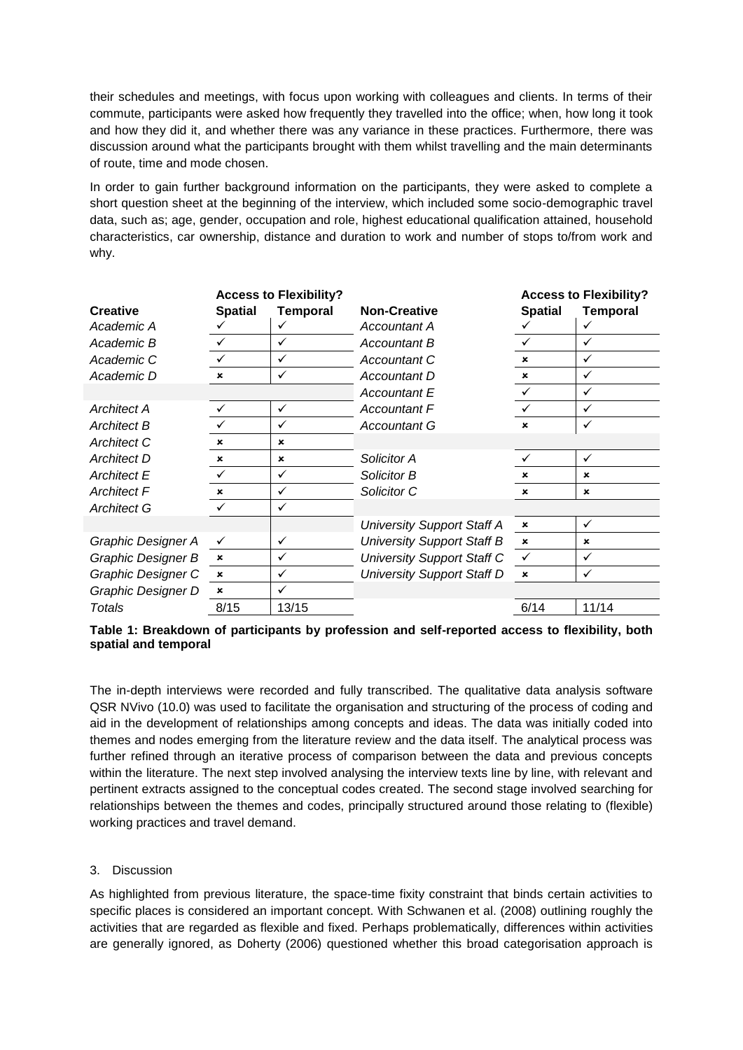their schedules and meetings, with focus upon working with colleagues and clients. In terms of their commute, participants were asked how frequently they travelled into the office; when, how long it took and how they did it, and whether there was any variance in these practices. Furthermore, there was discussion around what the participants brought with them whilst travelling and the main determinants of route, time and mode chosen.

In order to gain further background information on the participants, they were asked to complete a short question sheet at the beginning of the interview, which included some socio-demographic travel data, such as; age, gender, occupation and role, highest educational qualification attained, household characteristics, car ownership, distance and duration to work and number of stops to/from work and why.

| | **Access to Flexibility?** | | | **Access to Flexibility?** | |
|---|---|---|---|---|---|
| **Creative** | **Spatial** | **Temporal** | **Non-Creative** | **Spatial** | **Temporal** |
| *Academic A* | ✓ | ✓ | *Accountant A* | ✓ | ✓ |
| *Academic B* | ✓ | ✓ | *Accountant B* | ✓ | ✓ |
| *Academic C* | ✓ | ✓ | *Accountant C* | × | ✓ |
| *Academic D* | × | ✓ | *Accountant D* | × | ✓ |
| | | | *Accountant E* | ✓ | ✓ |
| *Architect A* | ✓ | ✓ | *Accountant F* | ✓ | ✓ |
| *Architect B* | ✓ | ✓ | *Accountant G* | × | ✓ |
| *Architect C* | × | × | | | |
| *Architect D* | × | × | *Solicitor A* | ✓ | ✓ |
| *Architect E* | ✓ | ✓ | *Solicitor B* | × | × |
| *Architect F* | × | ✓ | *Solicitor C* | × | × |
| *Architect G* | ✓ | ✓ | | | |
| | | | *University Support Staff A* | × | ✓ |
| *Graphic Designer A* | ✓ | ✓ | *University Support Staff B* | × | × |
| *Graphic Designer B* | × | ✓ | *University Support Staff C* | ✓ | ✓ |
| *Graphic Designer C* | × | ✓ | *University Support Staff D* | × | ✓ |
| *Graphic Designer D* | × | ✓ | | | |
| *Totals* | 8/15 | 13/15 | | 6/14 | 11/14 |

**Table 1: Breakdown of participants by profession and self-reported access to flexibility, both spatial and temporal**

The in-depth interviews were recorded and fully transcribed. The qualitative data analysis software QSR NVivo (10.0) was used to facilitate the organisation and structuring of the process of coding and aid in the development of relationships among concepts and ideas. The data was initially coded into themes and nodes emerging from the literature review and the data itself. The analytical process was further refined through an iterative process of comparison between the data and previous concepts within the literature. The next step involved analysing the interview texts line by line, with relevant and pertinent extracts assigned to the conceptual codes created. The second stage involved searching for relationships between the themes and codes, principally structured around those relating to (flexible) working practices and travel demand.

## 3. Discussion

As highlighted from previous literature, the space-time fixity constraint that binds certain activities to specific places is considered an important concept. With Schwanen et al. (2008) outlining roughly the activities that are regarded as flexible and fixed. Perhaps problematically, differences within activities are generally ignored, as Doherty (2006) questioned whether this broad categorisation approach is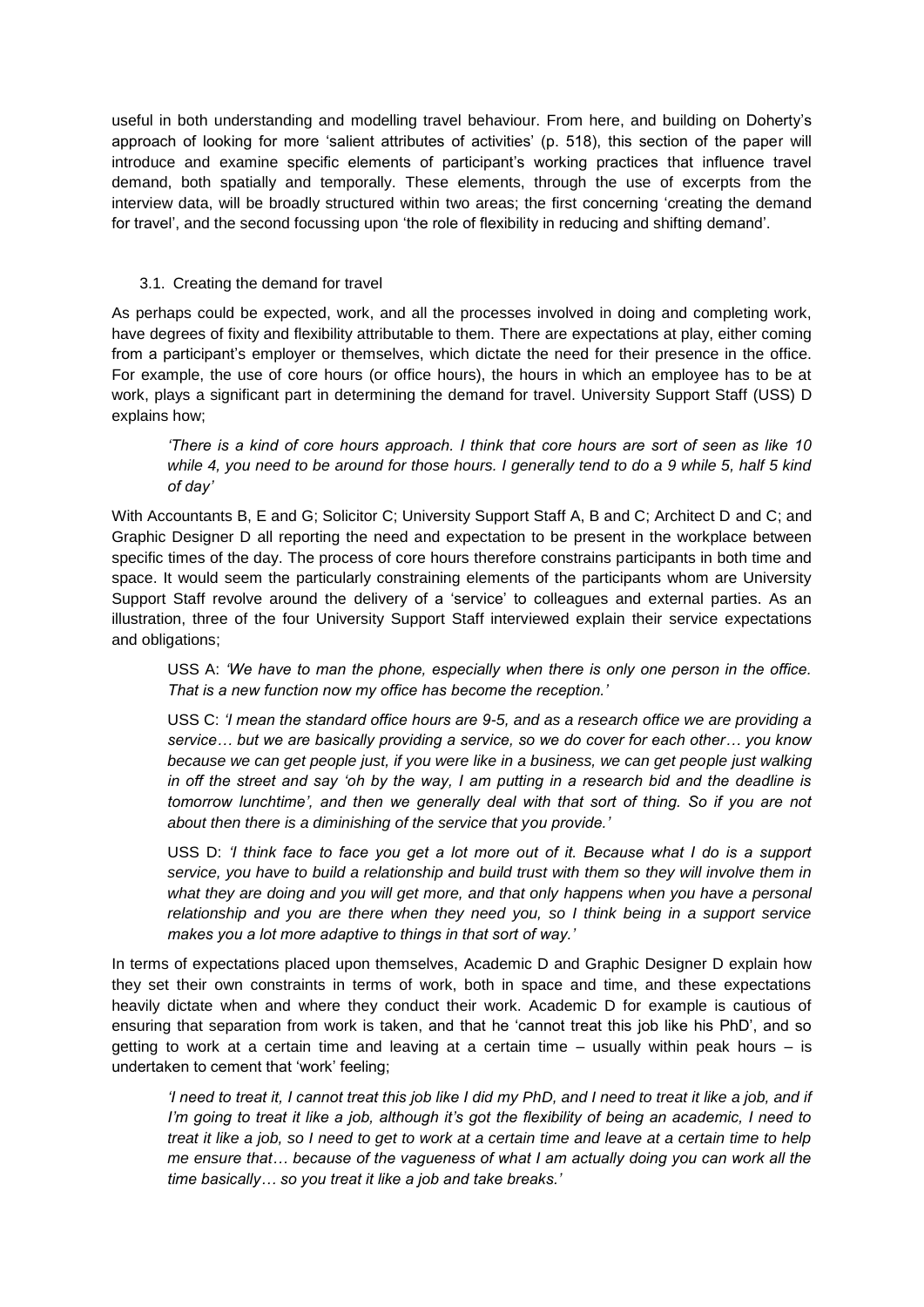useful in both understanding and modelling travel behaviour. From here, and building on Doherty's approach of looking for more 'salient attributes of activities' (p. 518), this section of the paper will introduce and examine specific elements of participant's working practices that influence travel demand, both spatially and temporally. These elements, through the use of excerpts from the interview data, will be broadly structured within two areas; the first concerning 'creating the demand for travel', and the second focussing upon 'the role of flexibility in reducing and shifting demand'.

### 3.1. Creating the demand for travel

As perhaps could be expected, work, and all the processes involved in doing and completing work, have degrees of fixity and flexibility attributable to them. There are expectations at play, either coming from a participant's employer or themselves, which dictate the need for their presence in the office. For example, the use of core hours (or office hours), the hours in which an employee has to be at work, plays a significant part in determining the demand for travel. University Support Staff (USS) D explains how;

> *'There is a kind of core hours approach. I think that core hours are sort of seen as like 10 while 4, you need to be around for those hours. I generally tend to do a 9 while 5, half 5 kind of day'*

With Accountants B, E and G; Solicitor C; University Support Staff A, B and C; Architect D and C; and Graphic Designer D all reporting the need and expectation to be present in the workplace between specific times of the day. The process of core hours therefore constrains participants in both time and space. It would seem the particularly constraining elements of the participants whom are University Support Staff revolve around the delivery of a 'service' to colleagues and external parties. As an illustration, three of the four University Support Staff interviewed explain their service expectations and obligations;

> USS A: *'We have to man the phone, especially when there is only one person in the office. That is a new function now my office has become the reception.'*

> USS C: *'I mean the standard office hours are 9-5, and as a research office we are providing a service… but we are basically providing a service, so we do cover for each other… you know because we can get people just, if you were like in a business, we can get people just walking in off the street and say 'oh by the way, I am putting in a research bid and the deadline is tomorrow lunchtime', and then we generally deal with that sort of thing. So if you are not about then there is a diminishing of the service that you provide.'*

> USS D: *'I think face to face you get a lot more out of it. Because what I do is a support service, you have to build a relationship and build trust with them so they will involve them in what they are doing and you will get more, and that only happens when you have a personal relationship and you are there when they need you, so I think being in a support service makes you a lot more adaptive to things in that sort of way.'*

In terms of expectations placed upon themselves, Academic D and Graphic Designer D explain how they set their own constraints in terms of work, both in space and time, and these expectations heavily dictate when and where they conduct their work. Academic D for example is cautious of ensuring that separation from work is taken, and that he 'cannot treat this job like his PhD', and so getting to work at a certain time and leaving at a certain time – usually within peak hours – is undertaken to cement that 'work' feeling;

> *'I need to treat it, I cannot treat this job like I did my PhD, and I need to treat it like a job, and if I'm going to treat it like a job, although it's got the flexibility of being an academic, I need to treat it like a job, so I need to get to work at a certain time and leave at a certain time to help me ensure that… because of the vagueness of what I am actually doing you can work all the time basically… so you treat it like a job and take breaks.'*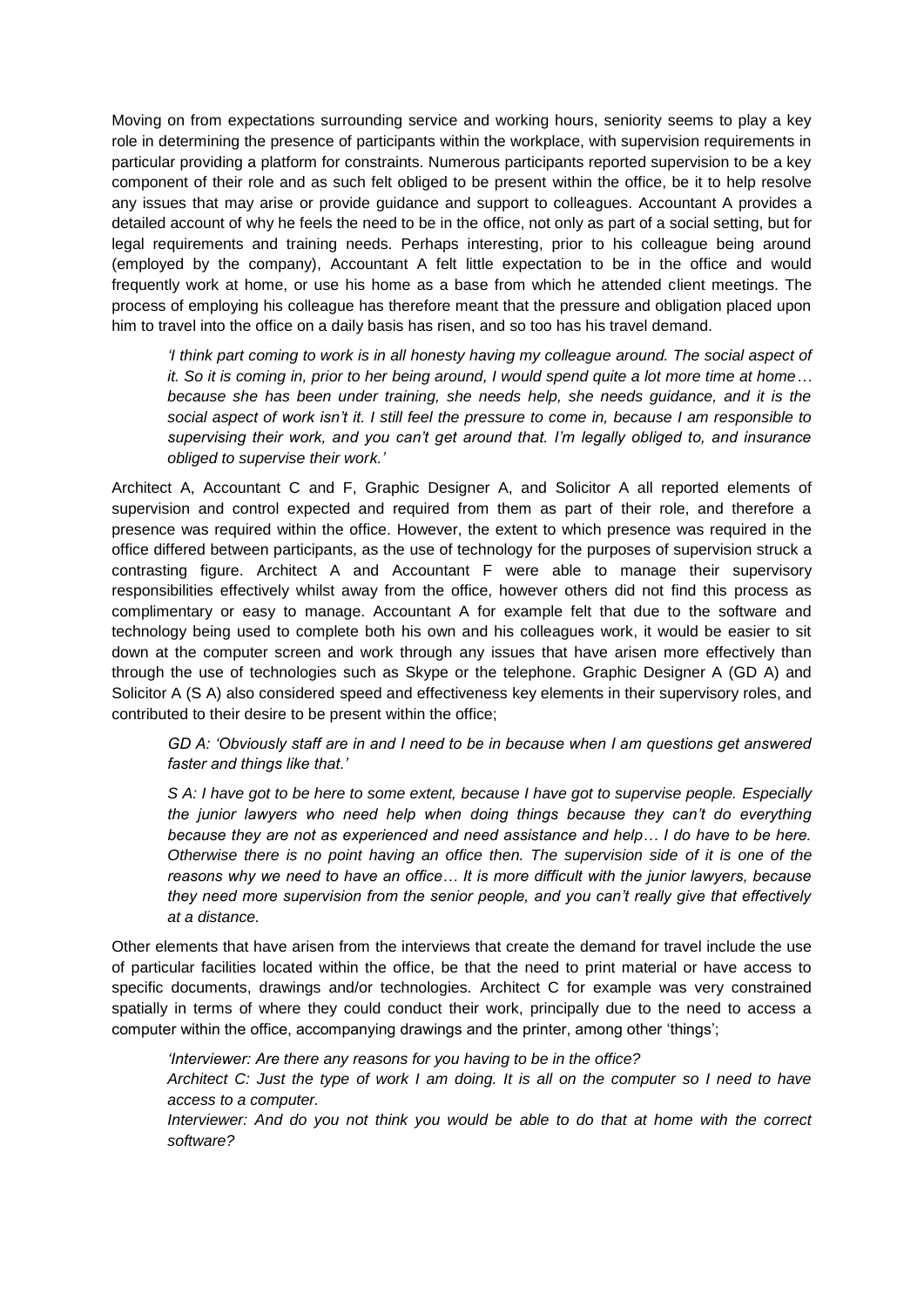Moving on from expectations surrounding service and working hours, seniority seems to play a key role in determining the presence of participants within the workplace, with supervision requirements in particular providing a platform for constraints. Numerous participants reported supervision to be a key component of their role and as such felt obliged to be present within the office, be it to help resolve any issues that may arise or provide guidance and support to colleagues. Accountant A provides a detailed account of why he feels the need to be in the office, not only as part of a social setting, but for legal requirements and training needs. Perhaps interesting, prior to his colleague being around (employed by the company), Accountant A felt little expectation to be in the office and would frequently work at home, or use his home as a base from which he attended client meetings. The process of employing his colleague has therefore meant that the pressure and obligation placed upon him to travel into the office on a daily basis has risen, and so too has his travel demand.

> *'I think part coming to work is in all honesty having my colleague around. The social aspect of it. So it is coming in, prior to her being around, I would spend quite a lot more time at home… because she has been under training, she needs help, she needs guidance, and it is the social aspect of work isn't it. I still feel the pressure to come in, because I am responsible to supervising their work, and you can't get around that. I'm legally obliged to, and insurance obliged to supervise their work.'*

Architect A, Accountant C and F, Graphic Designer A, and Solicitor A all reported elements of supervision and control expected and required from them as part of their role, and therefore a presence was required within the office. However, the extent to which presence was required in the office differed between participants, as the use of technology for the purposes of supervision struck a contrasting figure. Architect A and Accountant F were able to manage their supervisory responsibilities effectively whilst away from the office, however others did not find this process as complimentary or easy to manage. Accountant A for example felt that due to the software and technology being used to complete both his own and his colleagues work, it would be easier to sit down at the computer screen and work through any issues that have arisen more effectively than through the use of technologies such as Skype or the telephone. Graphic Designer A (GD A) and Solicitor A (S A) also considered speed and effectiveness key elements in their supervisory roles, and contributed to their desire to be present within the office;

> *GD A: 'Obviously staff are in and I need to be in because when I am questions get answered faster and things like that.'*
>
> *S A: I have got to be here to some extent, because I have got to supervise people. Especially the junior lawyers who need help when doing things because they can't do everything because they are not as experienced and need assistance and help… I do have to be here. Otherwise there is no point having an office then. The supervision side of it is one of the reasons why we need to have an office… It is more difficult with the junior lawyers, because they need more supervision from the senior people, and you can't really give that effectively at a distance.*

Other elements that have arisen from the interviews that create the demand for travel include the use of particular facilities located within the office, be that the need to print material or have access to specific documents, drawings and/or technologies. Architect C for example was very constrained spatially in terms of where they could conduct their work, principally due to the need to access a computer within the office, accompanying drawings and the printer, among other 'things';

> *'Interviewer: Are there any reasons for you having to be in the office?*
>
> *Architect C: Just the type of work I am doing. It is all on the computer so I need to have access to a computer.*
>
> *Interviewer: And do you not think you would be able to do that at home with the correct software?*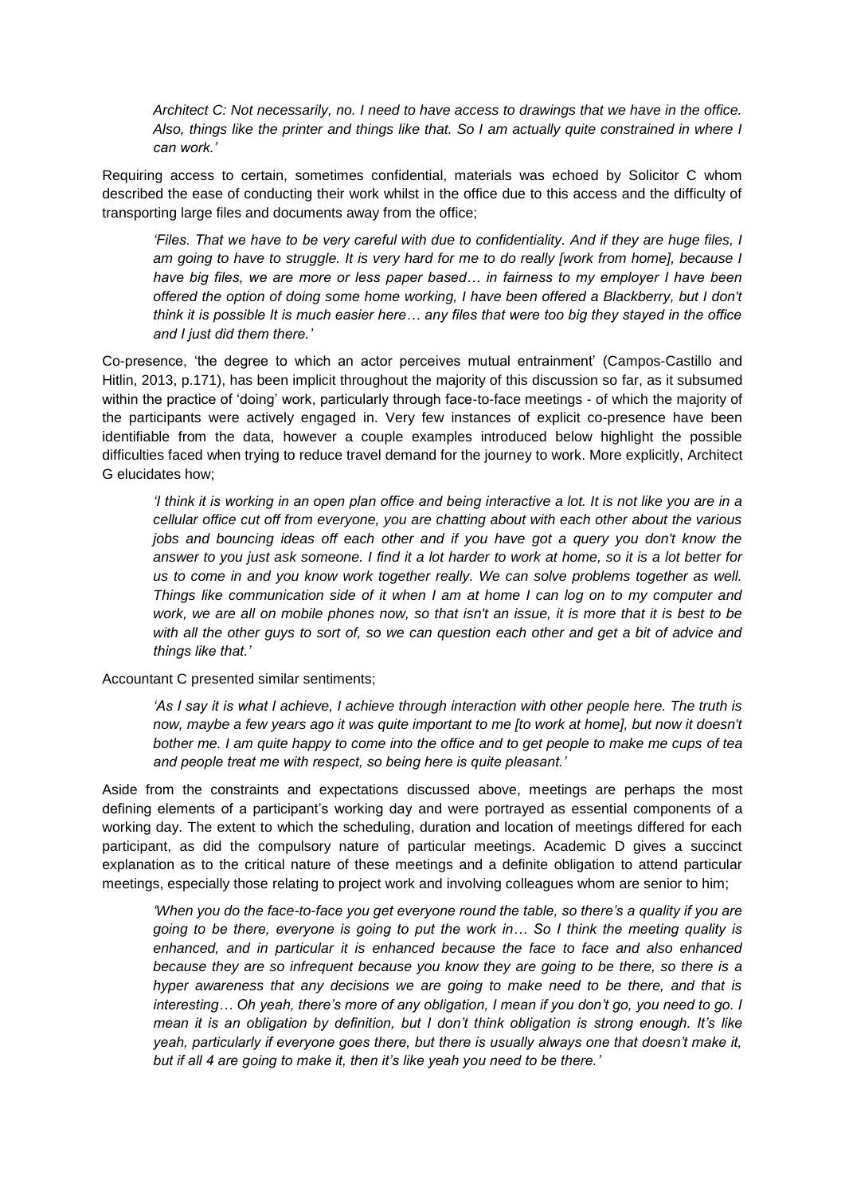*Architect C: Not necessarily, no. I need to have access to drawings that we have in the office. Also, things like the printer and things like that. So I am actually quite constrained in where I can work.'*

Requiring access to certain, sometimes confidential, materials was echoed by Solicitor C whom described the ease of conducting their work whilst in the office due to this access and the difficulty of transporting large files and documents away from the office;

> *'Files. That we have to be very careful with due to confidentiality. And if they are huge files, I am going to have to struggle. It is very hard for me to do really [work from home], because I have big files, we are more or less paper based… in fairness to my employer I have been offered the option of doing some home working, I have been offered a Blackberry, but I don't think it is possible It is much easier here… any files that were too big they stayed in the office and I just did them there.'*

Co-presence, 'the degree to which an actor perceives mutual entrainment' (Campos-Castillo and Hitlin, 2013, p.171), has been implicit throughout the majority of this discussion so far, as it subsumed within the practice of 'doing' work, particularly through face-to-face meetings - of which the majority of the participants were actively engaged in. Very few instances of explicit co-presence have been identifiable from the data, however a couple examples introduced below highlight the possible difficulties faced when trying to reduce travel demand for the journey to work. More explicitly, Architect G elucidates how;

> *'I think it is working in an open plan office and being interactive a lot. It is not like you are in a cellular office cut off from everyone, you are chatting about with each other about the various jobs and bouncing ideas off each other and if you have got a query you don't know the answer to you just ask someone. I find it a lot harder to work at home, so it is a lot better for us to come in and you know work together really. We can solve problems together as well. Things like communication side of it when I am at home I can log on to my computer and work, we are all on mobile phones now, so that isn't an issue, it is more that it is best to be with all the other guys to sort of, so we can question each other and get a bit of advice and things like that.'*

Accountant C presented similar sentiments;

> *'As I say it is what I achieve, I achieve through interaction with other people here. The truth is now, maybe a few years ago it was quite important to me [to work at home], but now it doesn't bother me. I am quite happy to come into the office and to get people to make me cups of tea and people treat me with respect, so being here is quite pleasant.'*

Aside from the constraints and expectations discussed above, meetings are perhaps the most defining elements of a participant's working day and were portrayed as essential components of a working day. The extent to which the scheduling, duration and location of meetings differed for each participant, as did the compulsory nature of particular meetings. Academic D gives a succinct explanation as to the critical nature of these meetings and a definite obligation to attend particular meetings, especially those relating to project work and involving colleagues whom are senior to him;

> *'When you do the face-to-face you get everyone round the table, so there's a quality if you are going to be there, everyone is going to put the work in… So I think the meeting quality is enhanced, and in particular it is enhanced because the face to face and also enhanced because they are so infrequent because you know they are going to be there, so there is a hyper awareness that any decisions we are going to make need to be there, and that is interesting… Oh yeah, there's more of any obligation, I mean if you don't go, you need to go. I mean it is an obligation by definition, but I don't think obligation is strong enough. It's like yeah, particularly if everyone goes there, but there is usually always one that doesn't make it, but if all 4 are going to make it, then it's like yeah you need to be there.'*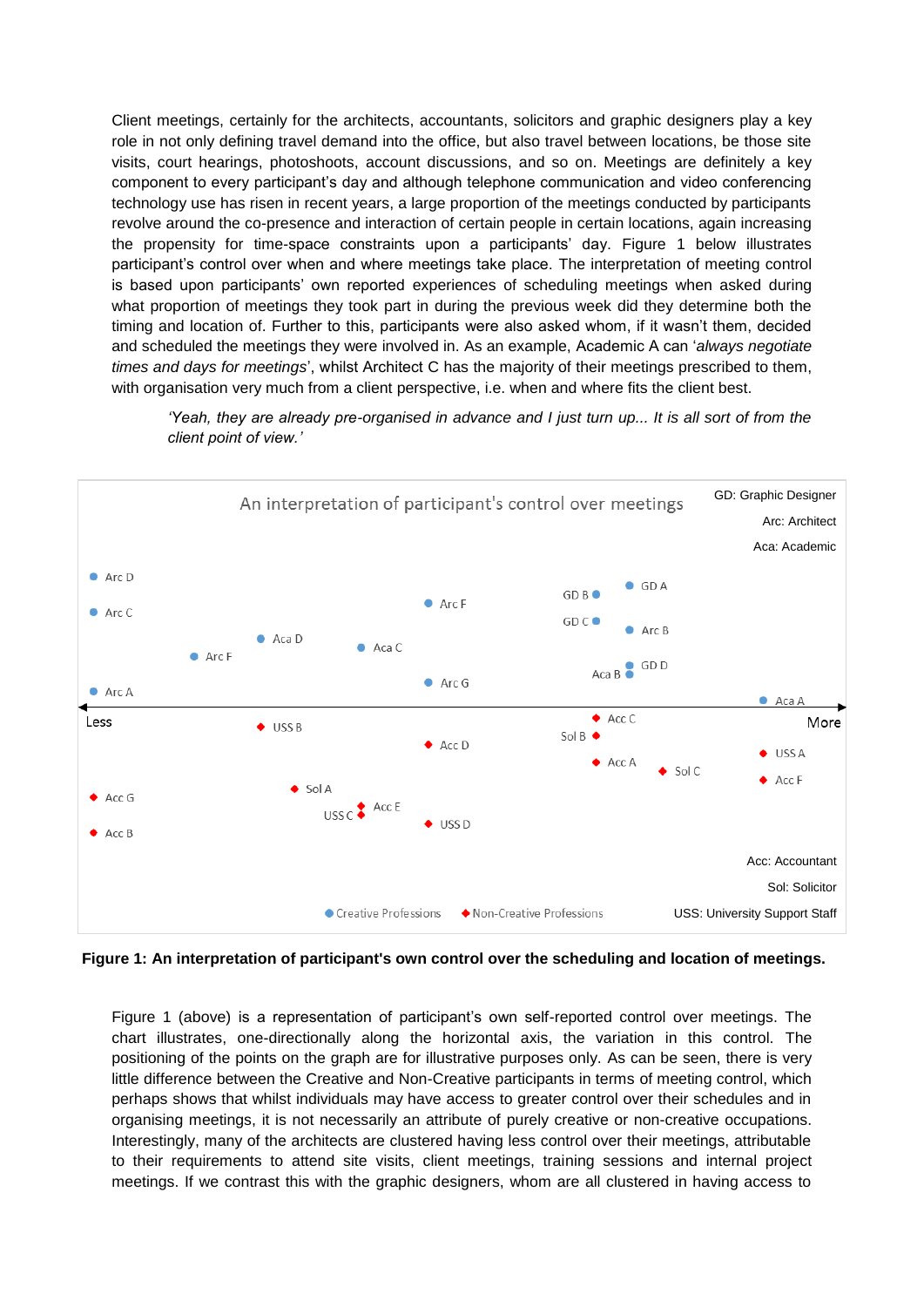Client meetings, certainly for the architects, accountants, solicitors and graphic designers play a key role in not only defining travel demand into the office, but also travel between locations, be those site visits, court hearings, photoshoots, account discussions, and so on. Meetings are definitely a key component to every participant's day and although telephone communication and video conferencing technology use has risen in recent years, a large proportion of the meetings conducted by participants revolve around the co-presence and interaction of certain people in certain locations, again increasing the propensity for time-space constraints upon a participants' day. Figure 1 below illustrates participant's control over when and where meetings take place. The interpretation of meeting control is based upon participants' own reported experiences of scheduling meetings when asked during what proportion of meetings they took part in during the previous week did they determine both the timing and location of. Further to this, participants were also asked whom, if it wasn't them, decided and scheduled the meetings they were involved in. As an example, Academic A can '*always negotiate times and days for meetings*', whilst Architect C has the majority of their meetings prescribed to them, with organisation very much from a client perspective, i.e. when and where fits the client best.

> *'Yeah, they are already pre-organised in advance and I just turn up... It is all sort of from the client point of view.'*

**Figure 1: An interpretation of participant's own control over the scheduling and location of meetings.**

Figure 1 (above) is a representation of participant's own self-reported control over meetings. The chart illustrates, one-directionally along the horizontal axis, the variation in this control. The positioning of the points on the graph are for illustrative purposes only. As can be seen, there is very little difference between the Creative and Non-Creative participants in terms of meeting control, which perhaps shows that whilst individuals may have access to greater control over their schedules and in organising meetings, it is not necessarily an attribute of purely creative or non-creative occupations. Interestingly, many of the architects are clustered having less control over their meetings, attributable to their requirements to attend site visits, client meetings, training sessions and internal project meetings. If we contrast this with the graphic designers, whom are all clustered in having access to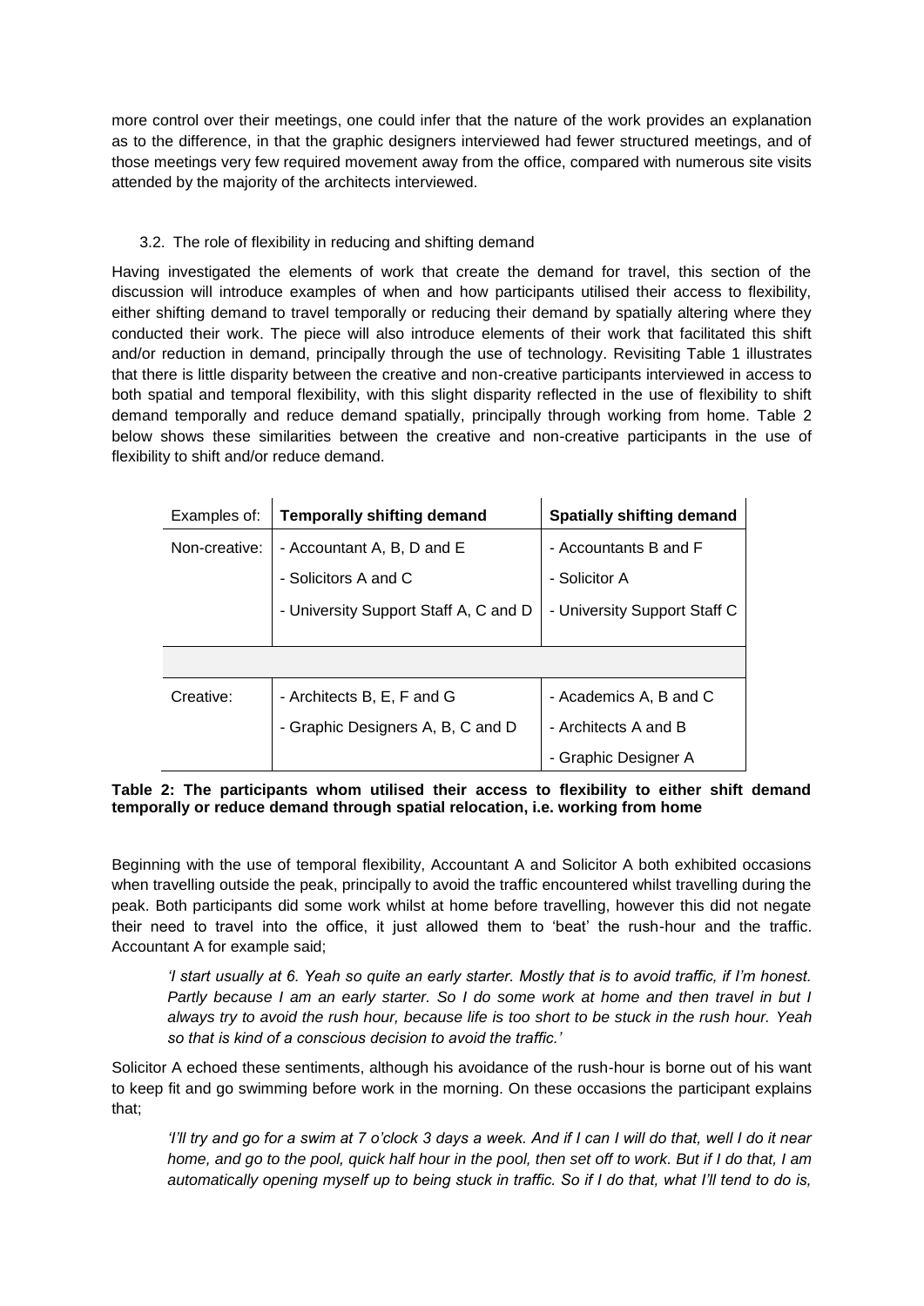more control over their meetings, one could infer that the nature of the work provides an explanation as to the difference, in that the graphic designers interviewed had fewer structured meetings, and of those meetings very few required movement away from the office, compared with numerous site visits attended by the majority of the architects interviewed.

### 3.2. The role of flexibility in reducing and shifting demand

Having investigated the elements of work that create the demand for travel, this section of the discussion will introduce examples of when and how participants utilised their access to flexibility, either shifting demand to travel temporally or reducing their demand by spatially altering where they conducted their work. The piece will also introduce elements of their work that facilitated this shift and/or reduction in demand, principally through the use of technology. Revisiting Table 1 illustrates that there is little disparity between the creative and non-creative participants interviewed in access to both spatial and temporal flexibility, with this slight disparity reflected in the use of flexibility to shift demand temporally and reduce demand spatially, principally through working from home. Table 2 below shows these similarities between the creative and non-creative participants in the use of flexibility to shift and/or reduce demand.

| Examples of: | **Temporally shifting demand** | **Spatially shifting demand** |
|---|---|---|
| Non-creative: | - Accountant A, B, D and E | - Accountants B and F |
| | - Solicitors A and C | - Solicitor A |
| | - University Support Staff A, C and D | - University Support Staff C |
| | | |
| Creative: | - Architects B, E, F and G | - Academics A, B and C |
| | - Graphic Designers A, B, C and D | - Architects A and B |
| | | - Graphic Designer A |

**Table 2: The participants whom utilised their access to flexibility to either shift demand temporally or reduce demand through spatial relocation, i.e. working from home**

Beginning with the use of temporal flexibility, Accountant A and Solicitor A both exhibited occasions when travelling outside the peak, principally to avoid the traffic encountered whilst travelling during the peak. Both participants did some work whilst at home before travelling, however this did not negate their need to travel into the office, it just allowed them to 'beat' the rush-hour and the traffic. Accountant A for example said;

> *'I start usually at 6. Yeah so quite an early starter. Mostly that is to avoid traffic, if I'm honest. Partly because I am an early starter. So I do some work at home and then travel in but I always try to avoid the rush hour, because life is too short to be stuck in the rush hour. Yeah so that is kind of a conscious decision to avoid the traffic.'*

Solicitor A echoed these sentiments, although his avoidance of the rush-hour is borne out of his want to keep fit and go swimming before work in the morning. On these occasions the participant explains that;

> *'I'll try and go for a swim at 7 o'clock 3 days a week. And if I can I will do that, well I do it near home, and go to the pool, quick half hour in the pool, then set off to work. But if I do that, I am automatically opening myself up to being stuck in traffic. So if I do that, what I'll tend to do is,*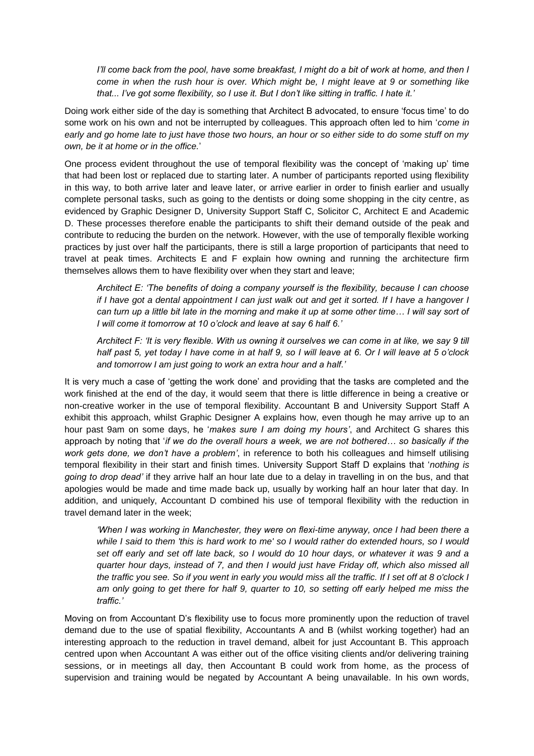*I'll come back from the pool, have some breakfast, I might do a bit of work at home, and then I come in when the rush hour is over. Which might be, I might leave at 9 or something like that... I've got some flexibility, so I use it. But I don't like sitting in traffic. I hate it.'*

Doing work either side of the day is something that Architect B advocated, to ensure 'focus time' to do some work on his own and not be interrupted by colleagues. This approach often led to him '*come in early and go home late to just have those two hours, an hour or so either side to do some stuff on my own, be it at home or in the office.*'

One process evident throughout the use of temporal flexibility was the concept of 'making up' time that had been lost or replaced due to starting later. A number of participants reported using flexibility in this way, to both arrive later and leave later, or arrive earlier in order to finish earlier and usually complete personal tasks, such as going to the dentists or doing some shopping in the city centre, as evidenced by Graphic Designer D, University Support Staff C, Solicitor C, Architect E and Academic D. These processes therefore enable the participants to shift their demand outside of the peak and contribute to reducing the burden on the network. However, with the use of temporally flexible working practices by just over half the participants, there is still a large proportion of participants that need to travel at peak times. Architects E and F explain how owning and running the architecture firm themselves allows them to have flexibility over when they start and leave;

*Architect E: 'The benefits of doing a company yourself is the flexibility, because I can choose if I have got a dental appointment I can just walk out and get it sorted. If I have a hangover I can turn up a little bit late in the morning and make it up at some other time… I will say sort of I will come it tomorrow at 10 o'clock and leave at say 6 half 6.'*

*Architect F: 'It is very flexible. With us owning it ourselves we can come in at like, we say 9 till half past 5, yet today I have come in at half 9, so I will leave at 6. Or I will leave at 5 o'clock and tomorrow I am just going to work an extra hour and a half.'*

It is very much a case of 'getting the work done' and providing that the tasks are completed and the work finished at the end of the day, it would seem that there is little difference in being a creative or non-creative worker in the use of temporal flexibility. Accountant B and University Support Staff A exhibit this approach, whilst Graphic Designer A explains how, even though he may arrive up to an hour past 9am on some days, he '*makes sure I am doing my hours*', and Architect G shares this approach by noting that '*if we do the overall hours a week, we are not bothered… so basically if the work gets done, we don't have a problem*', in reference to both his colleagues and himself utilising temporal flexibility in their start and finish times. University Support Staff D explains that '*nothing is going to drop dead'* if they arrive half an hour late due to a delay in travelling in on the bus, and that apologies would be made and time made back up, usually by working half an hour later that day. In addition, and uniquely, Accountant D combined his use of temporal flexibility with the reduction in travel demand later in the week;

*'When I was working in Manchester, they were on flexi-time anyway, once I had been there a while I said to them 'this is hard work to me' so I would rather do extended hours, so I would set off early and set off late back, so I would do 10 hour days, or whatever it was 9 and a quarter hour days, instead of 7, and then I would just have Friday off, which also missed all the traffic you see. So if you went in early you would miss all the traffic. If I set off at 8 o'clock I am only going to get there for half 9, quarter to 10, so setting off early helped me miss the traffic.'*

Moving on from Accountant D's flexibility use to focus more prominently upon the reduction of travel demand due to the use of spatial flexibility, Accountants A and B (whilst working together) had an interesting approach to the reduction in travel demand, albeit for just Accountant B. This approach centred upon when Accountant A was either out of the office visiting clients and/or delivering training sessions, or in meetings all day, then Accountant B could work from home, as the process of supervision and training would be negated by Accountant A being unavailable. In his own words,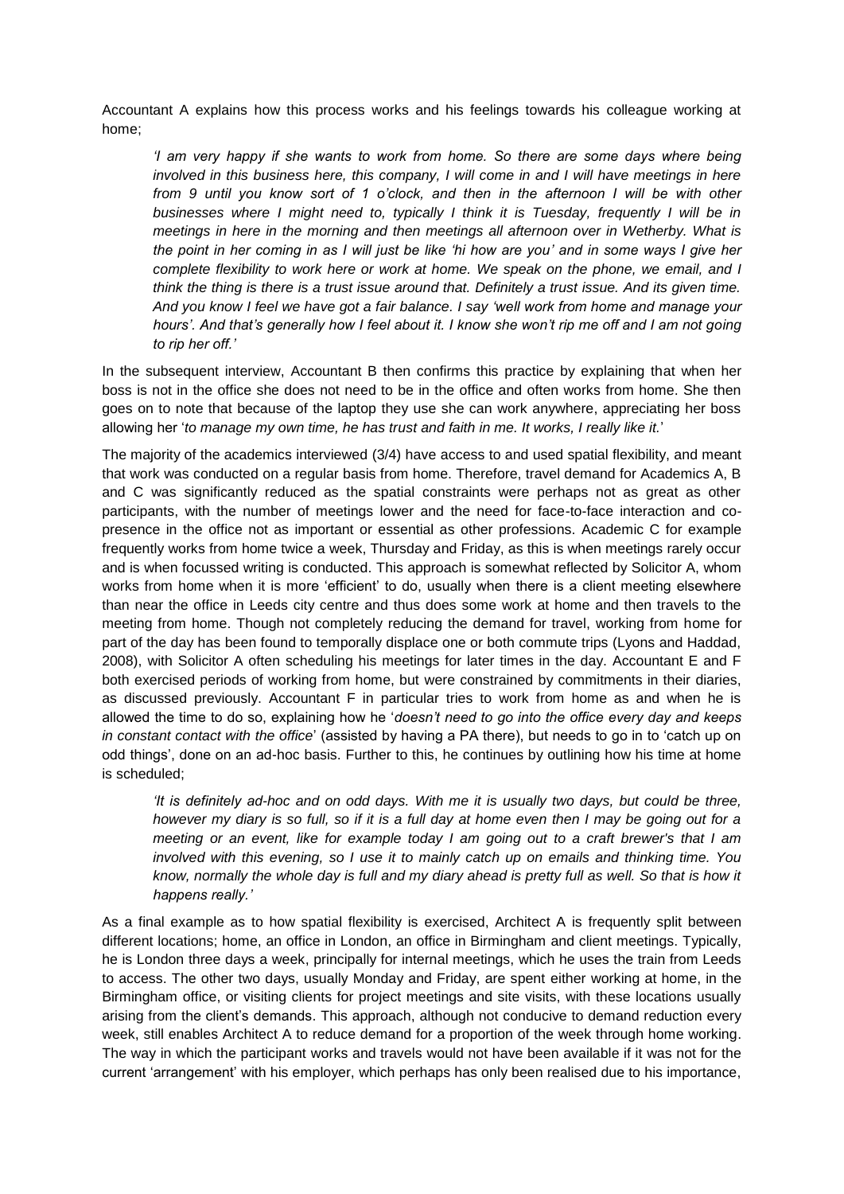Accountant A explains how this process works and his feelings towards his colleague working at home;

> *'I am very happy if she wants to work from home. So there are some days where being involved in this business here, this company, I will come in and I will have meetings in here from 9 until you know sort of 1 o'clock, and then in the afternoon I will be with other businesses where I might need to, typically I think it is Tuesday, frequently I will be in meetings in here in the morning and then meetings all afternoon over in Wetherby. What is the point in her coming in as I will just be like 'hi how are you' and in some ways I give her complete flexibility to work here or work at home. We speak on the phone, we email, and I think the thing is there is a trust issue around that. Definitely a trust issue. And its given time. And you know I feel we have got a fair balance. I say 'well work from home and manage your hours'. And that's generally how I feel about it. I know she won't rip me off and I am not going to rip her off.'*

In the subsequent interview, Accountant B then confirms this practice by explaining that when her boss is not in the office she does not need to be in the office and often works from home. She then goes on to note that because of the laptop they use she can work anywhere, appreciating her boss allowing her '*to manage my own time, he has trust and faith in me. It works, I really like it.*'

The majority of the academics interviewed (3/4) have access to and used spatial flexibility, and meant that work was conducted on a regular basis from home. Therefore, travel demand for Academics A, B and C was significantly reduced as the spatial constraints were perhaps not as great as other participants, with the number of meetings lower and the need for face-to-face interaction and co-presence in the office not as important or essential as other professions. Academic C for example frequently works from home twice a week, Thursday and Friday, as this is when meetings rarely occur and is when focussed writing is conducted. This approach is somewhat reflected by Solicitor A, whom works from home when it is more 'efficient' to do, usually when there is a client meeting elsewhere than near the office in Leeds city centre and thus does some work at home and then travels to the meeting from home. Though not completely reducing the demand for travel, working from home for part of the day has been found to temporally displace one or both commute trips (Lyons and Haddad, 2008), with Solicitor A often scheduling his meetings for later times in the day. Accountant E and F both exercised periods of working from home, but were constrained by commitments in their diaries, as discussed previously. Accountant F in particular tries to work from home as and when he is allowed the time to do so, explaining how he '*doesn't need to go into the office every day and keeps in constant contact with the office*' (assisted by having a PA there), but needs to go in to 'catch up on odd things', done on an ad-hoc basis. Further to this, he continues by outlining how his time at home is scheduled;

> *'It is definitely ad-hoc and on odd days. With me it is usually two days, but could be three, however my diary is so full, so if it is a full day at home even then I may be going out for a meeting or an event, like for example today I am going out to a craft brewer's that I am involved with this evening, so I use it to mainly catch up on emails and thinking time. You know, normally the whole day is full and my diary ahead is pretty full as well. So that is how it happens really.'*

As a final example as to how spatial flexibility is exercised, Architect A is frequently split between different locations; home, an office in London, an office in Birmingham and client meetings. Typically, he is London three days a week, principally for internal meetings, which he uses the train from Leeds to access. The other two days, usually Monday and Friday, are spent either working at home, in the Birmingham office, or visiting clients for project meetings and site visits, with these locations usually arising from the client's demands. This approach, although not conducive to demand reduction every week, still enables Architect A to reduce demand for a proportion of the week through home working. The way in which the participant works and travels would not have been available if it was not for the current 'arrangement' with his employer, which perhaps has only been realised due to his importance,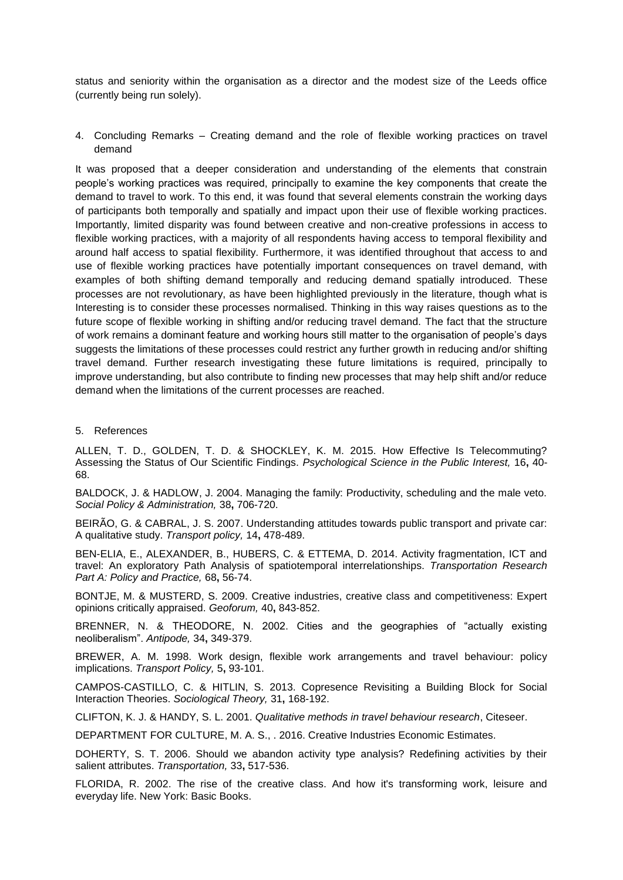status and seniority within the organisation as a director and the modest size of the Leeds office (currently being run solely).

## 4. Concluding Remarks – Creating demand and the role of flexible working practices on travel demand

It was proposed that a deeper consideration and understanding of the elements that constrain people's working practices was required, principally to examine the key components that create the demand to travel to work. To this end, it was found that several elements constrain the working days of participants both temporally and spatially and impact upon their use of flexible working practices. Importantly, limited disparity was found between creative and non-creative professions in access to flexible working practices, with a majority of all respondents having access to temporal flexibility and around half access to spatial flexibility. Furthermore, it was identified throughout that access to and use of flexible working practices have potentially important consequences on travel demand, with examples of both shifting demand temporally and reducing demand spatially introduced. These processes are not revolutionary, as have been highlighted previously in the literature, though what is Interesting is to consider these processes normalised. Thinking in this way raises questions as to the future scope of flexible working in shifting and/or reducing travel demand. The fact that the structure of work remains a dominant feature and working hours still matter to the organisation of people's days suggests the limitations of these processes could restrict any further growth in reducing and/or shifting travel demand. Further research investigating these future limitations is required, principally to improve understanding, but also contribute to finding new processes that may help shift and/or reduce demand when the limitations of the current processes are reached.

## 5. References

ALLEN, T. D., GOLDEN, T. D. & SHOCKLEY, K. M. 2015. How Effective Is Telecommuting? Assessing the Status of Our Scientific Findings. *Psychological Science in the Public Interest,* 16**,** 40-68.

BALDOCK, J. & HADLOW, J. 2004. Managing the family: Productivity, scheduling and the male veto. *Social Policy & Administration,* 38**,** 706-720.

BEIRÃO, G. & CABRAL, J. S. 2007. Understanding attitudes towards public transport and private car: A qualitative study. *Transport policy,* 14**,** 478-489.

BEN-ELIA, E., ALEXANDER, B., HUBERS, C. & ETTEMA, D. 2014. Activity fragmentation, ICT and travel: An exploratory Path Analysis of spatiotemporal interrelationships. *Transportation Research Part A: Policy and Practice,* 68**,** 56-74.

BONTJE, M. & MUSTERD, S. 2009. Creative industries, creative class and competitiveness: Expert opinions critically appraised. *Geoforum,* 40**,** 843-852.

BRENNER, N. & THEODORE, N. 2002. Cities and the geographies of "actually existing neoliberalism". *Antipode,* 34**,** 349-379.

BREWER, A. M. 1998. Work design, flexible work arrangements and travel behaviour: policy implications. *Transport Policy,* 5**,** 93-101.

CAMPOS-CASTILLO, C. & HITLIN, S. 2013. Copresence Revisiting a Building Block for Social Interaction Theories. *Sociological Theory,* 31**,** 168-192.

CLIFTON, K. J. & HANDY, S. L. 2001. *Qualitative methods in travel behaviour research*, Citeseer.

DEPARTMENT FOR CULTURE, M. A. S., . 2016. Creative Industries Economic Estimates.

DOHERTY, S. T. 2006. Should we abandon activity type analysis? Redefining activities by their salient attributes. *Transportation,* 33**,** 517-536.

FLORIDA, R. 2002. The rise of the creative class. And how it's transforming work, leisure and everyday life. New York: Basic Books.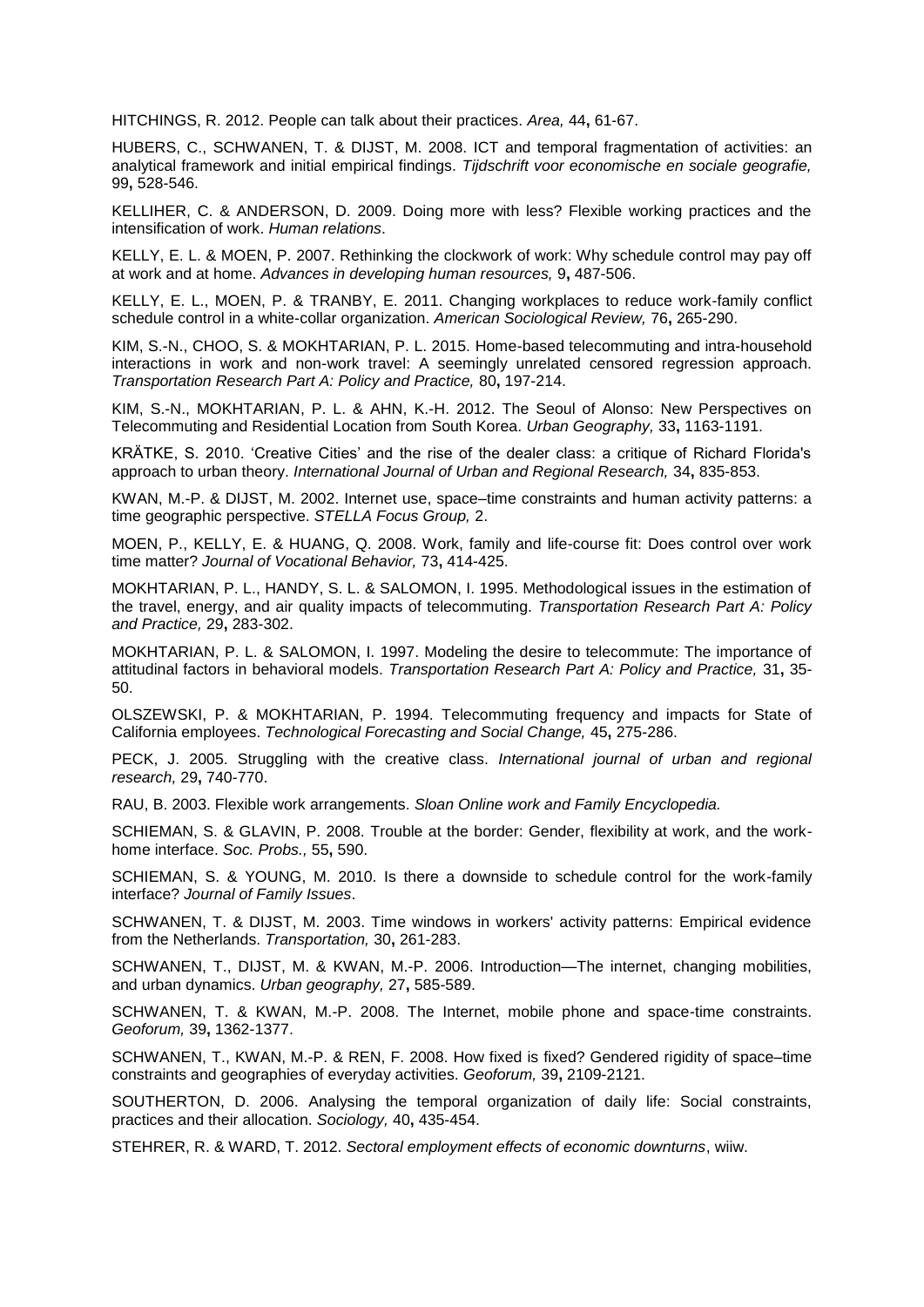HITCHINGS, R. 2012. People can talk about their practices. *Area,* 44**,** 61-67.

HUBERS, C., SCHWANEN, T. & DIJST, M. 2008. ICT and temporal fragmentation of activities: an analytical framework and initial empirical findings. *Tijdschrift voor economische en sociale geografie,* 99**,** 528-546.

KELLIHER, C. & ANDERSON, D. 2009. Doing more with less? Flexible working practices and the intensification of work. *Human relations*.

KELLY, E. L. & MOEN, P. 2007. Rethinking the clockwork of work: Why schedule control may pay off at work and at home. *Advances in developing human resources,* 9**,** 487-506.

KELLY, E. L., MOEN, P. & TRANBY, E. 2011. Changing workplaces to reduce work-family conflict schedule control in a white-collar organization. *American Sociological Review,* 76**,** 265-290.

KIM, S.-N., CHOO, S. & MOKHTARIAN, P. L. 2015. Home-based telecommuting and intra-household interactions in work and non-work travel: A seemingly unrelated censored regression approach. *Transportation Research Part A: Policy and Practice,* 80**,** 197-214.

KIM, S.-N., MOKHTARIAN, P. L. & AHN, K.-H. 2012. The Seoul of Alonso: New Perspectives on Telecommuting and Residential Location from South Korea. *Urban Geography,* 33**,** 1163-1191.

KRÄTKE, S. 2010. 'Creative Cities' and the rise of the dealer class: a critique of Richard Florida's approach to urban theory. *International Journal of Urban and Regional Research,* 34**,** 835-853.

KWAN, M.-P. & DIJST, M. 2002. Internet use, space–time constraints and human activity patterns: a time geographic perspective. *STELLA Focus Group,* 2.

MOEN, P., KELLY, E. & HUANG, Q. 2008. Work, family and life-course fit: Does control over work time matter? *Journal of Vocational Behavior,* 73**,** 414-425.

MOKHTARIAN, P. L., HANDY, S. L. & SALOMON, I. 1995. Methodological issues in the estimation of the travel, energy, and air quality impacts of telecommuting. *Transportation Research Part A: Policy and Practice,* 29**,** 283-302.

MOKHTARIAN, P. L. & SALOMON, I. 1997. Modeling the desire to telecommute: The importance of attitudinal factors in behavioral models. *Transportation Research Part A: Policy and Practice,* 31**,** 35-50.

OLSZEWSKI, P. & MOKHTARIAN, P. 1994. Telecommuting frequency and impacts for State of California employees. *Technological Forecasting and Social Change,* 45**,** 275-286.

PECK, J. 2005. Struggling with the creative class. *International journal of urban and regional research,* 29**,** 740-770.

RAU, B. 2003. Flexible work arrangements. *Sloan Online work and Family Encyclopedia.*

SCHIEMAN, S. & GLAVIN, P. 2008. Trouble at the border: Gender, flexibility at work, and the work-home interface. *Soc. Probs.,* 55**,** 590.

SCHIEMAN, S. & YOUNG, M. 2010. Is there a downside to schedule control for the work-family interface? *Journal of Family Issues*.

SCHWANEN, T. & DIJST, M. 2003. Time windows in workers' activity patterns: Empirical evidence from the Netherlands. *Transportation,* 30**,** 261-283.

SCHWANEN, T., DIJST, M. & KWAN, M.-P. 2006. Introduction—The internet, changing mobilities, and urban dynamics. *Urban geography,* 27**,** 585-589.

SCHWANEN, T. & KWAN, M.-P. 2008. The Internet, mobile phone and space-time constraints. *Geoforum,* 39**,** 1362-1377.

SCHWANEN, T., KWAN, M.-P. & REN, F. 2008. How fixed is fixed? Gendered rigidity of space–time constraints and geographies of everyday activities. *Geoforum,* 39**,** 2109-2121.

SOUTHERTON, D. 2006. Analysing the temporal organization of daily life: Social constraints, practices and their allocation. *Sociology,* 40**,** 435-454.

STEHRER, R. & WARD, T. 2012. *Sectoral employment effects of economic downturns*, wiiw.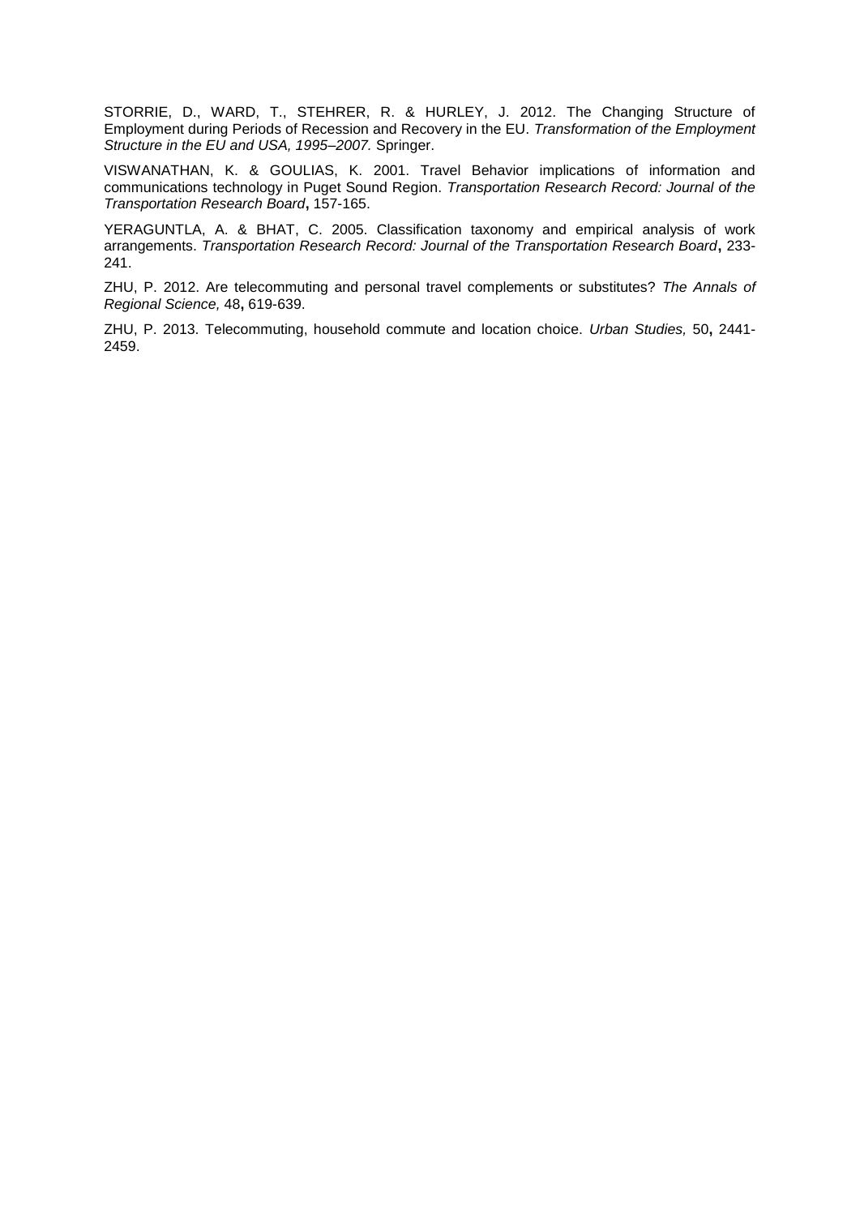STORRIE, D., WARD, T., STEHRER, R. & HURLEY, J. 2012. The Changing Structure of Employment during Periods of Recession and Recovery in the EU. *Transformation of the Employment Structure in the EU and USA, 1995–2007.* Springer.

VISWANATHAN, K. & GOULIAS, K. 2001. Travel Behavior implications of information and communications technology in Puget Sound Region. *Transportation Research Record: Journal of the Transportation Research Board*, 157-165.

YERAGUNTLA, A. & BHAT, C. 2005. Classification taxonomy and empirical analysis of work arrangements. *Transportation Research Record: Journal of the Transportation Research Board*, 233-241.

ZHU, P. 2012. Are telecommuting and personal travel complements or substitutes? *The Annals of Regional Science,* 48, 619-639.

ZHU, P. 2013. Telecommuting, household commute and location choice. *Urban Studies,* 50, 2441-2459.